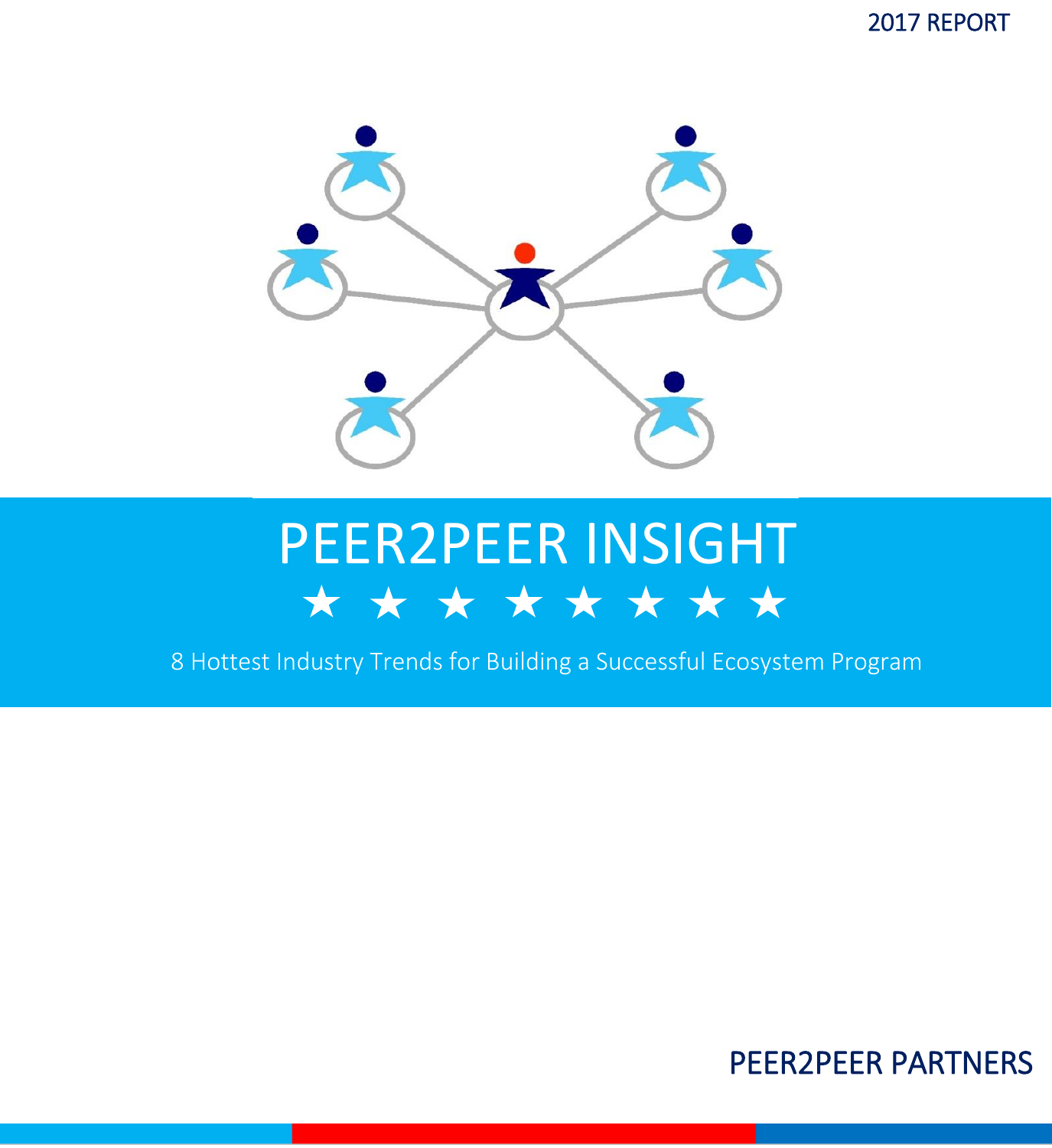2017 REPORT

# PEER2PEER INSIGHT

★ ★ ★ ★ ★ ★ ★ ★

8 Hottest Industry Trends for Building a Successful Ecosystem Program

PEER2PEER PARTNERS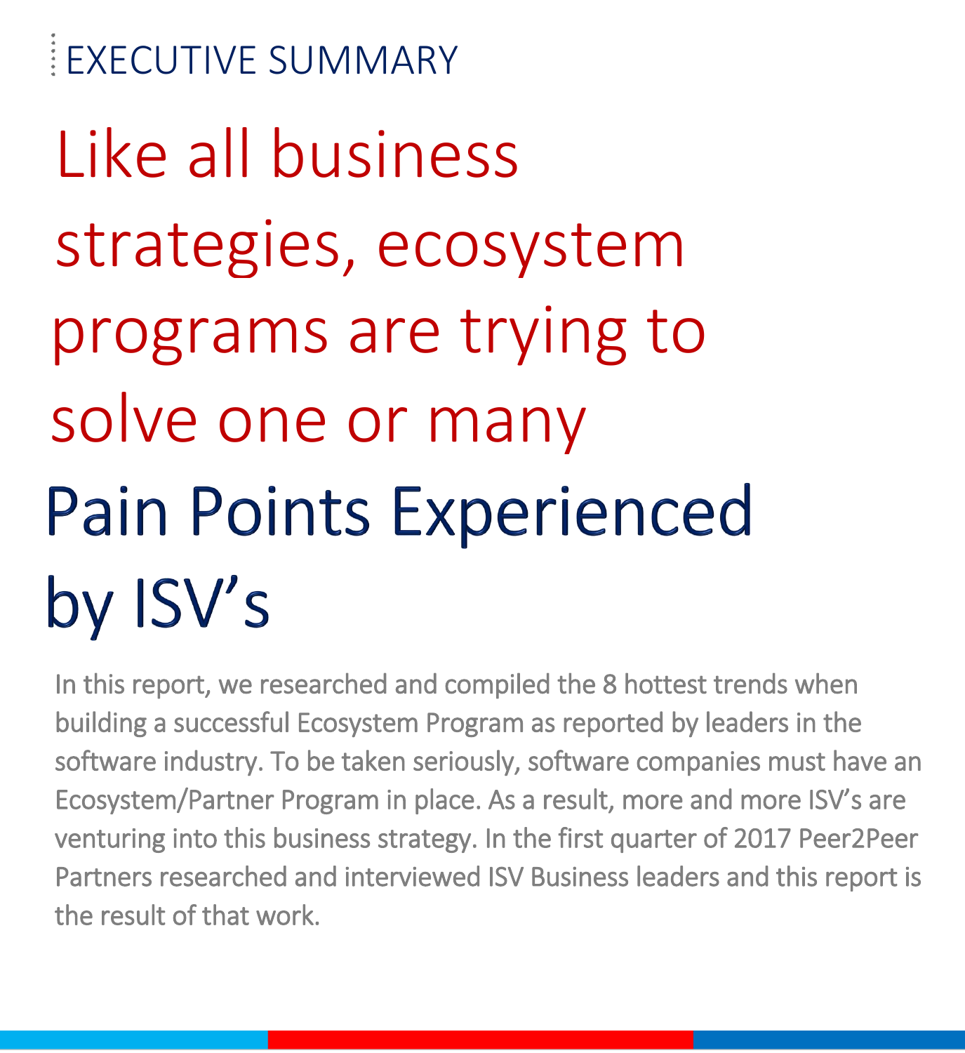## EXECUTIVE SUMMARY

# Like all business strategies, ecosystem programs are trying to solve one or many Pain Points Experienced by ISV's

In this report, we researched and compiled the 8 hottest trends when building a successful Ecosystem Program as reported by leaders in the software industry. To be taken seriously, software companies must have an Ecosystem/Partner Program in place. As a result, more and more ISV's are venturing into this business strategy. In the first quarter of 2017 Peer2Peer Partners researched and interviewed ISV Business leaders and this report is the result of that work.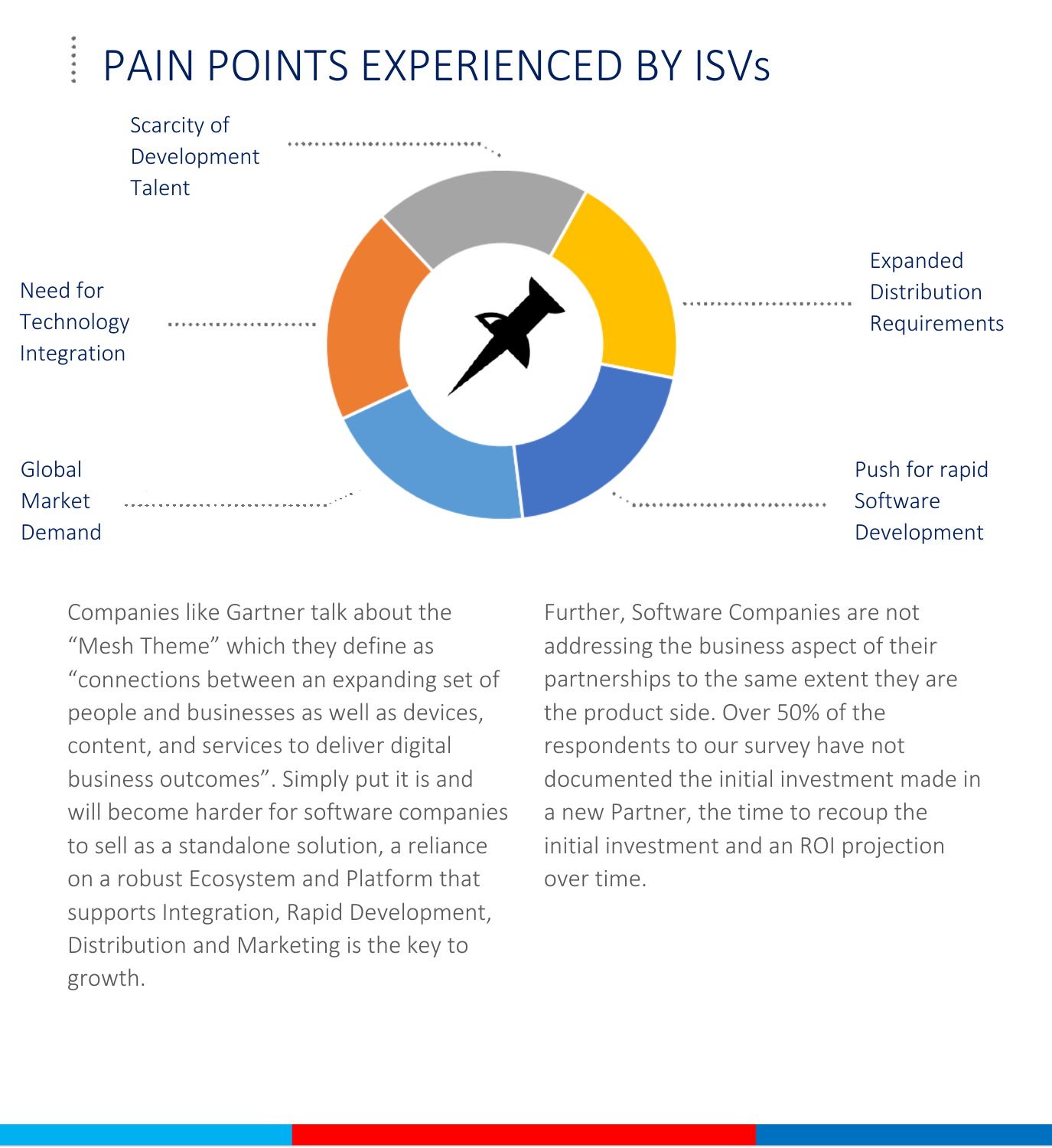# PAIN POINTS EXPERIENCED BY ISVs

- Scarcity of Development Talent
- Expanded Distribution Requirements
- Push for rapid Software Development
- Global Market Demand
- Need for Technology Integration

Companies like Gartner talk about the "Mesh Theme" which they define as "connections between an expanding set of people and businesses as well as devices, content, and services to deliver digital business outcomes". Simply put it is and will become harder for software companies to sell as a standalone solution, a reliance on a robust Ecosystem and Platform that supports Integration, Rapid Development, Distribution and Marketing is the key to growth.

Further, Software Companies are not addressing the business aspect of their partnerships to the same extent they are the product side. Over 50% of the respondents to our survey have not documented the initial investment made in a new Partner, the time to recoup the initial investment and an ROI projection over time.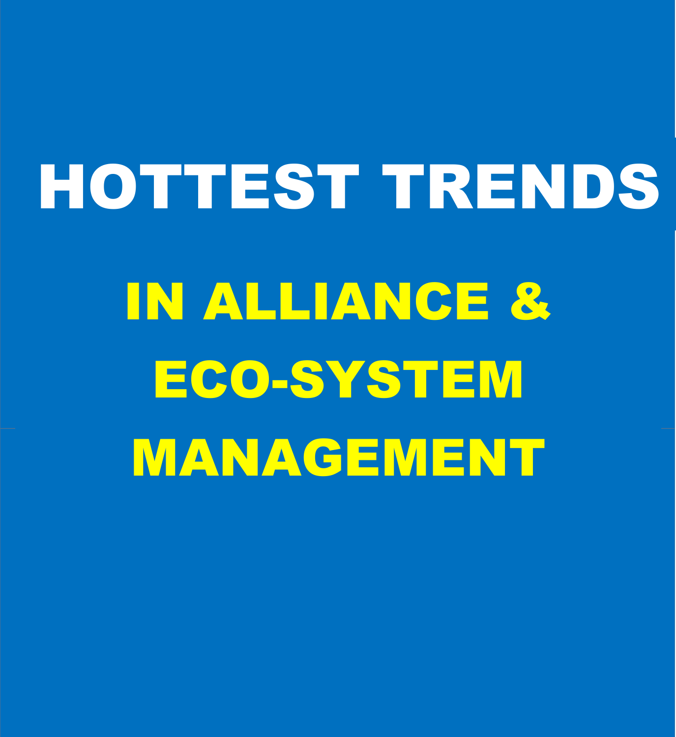# HOTTEST TRENDS

## IN ALLIANCE & ECO-SYSTEM MANAGEMENT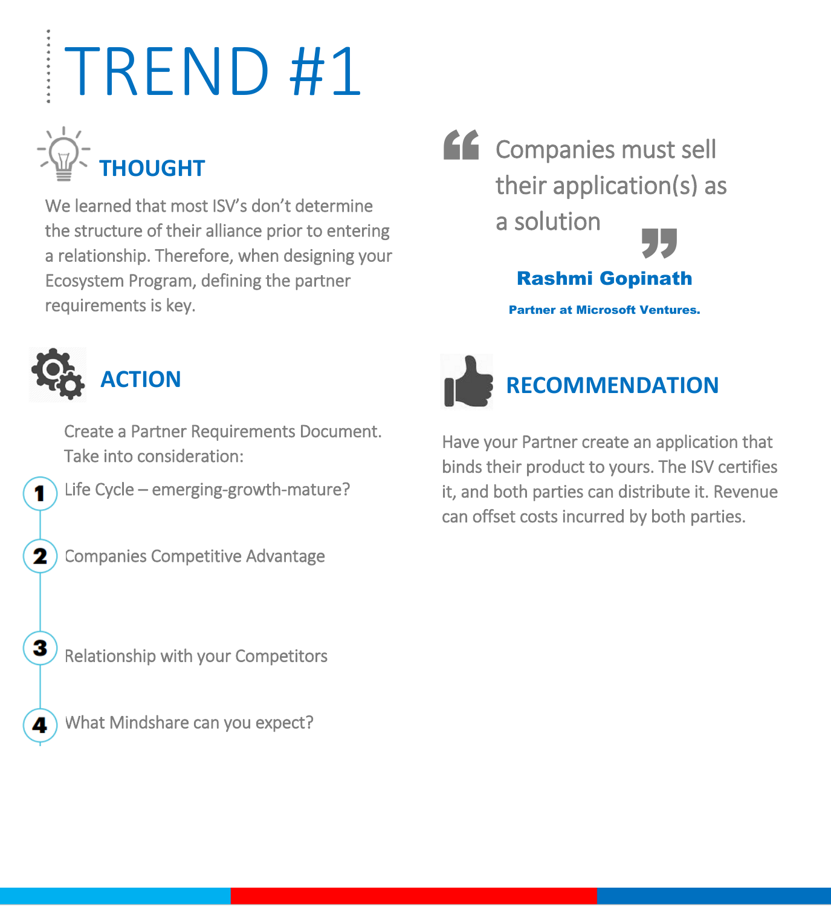# TREND #1

## THOUGHT

We learned that most ISV's don't determine the structure of their alliance prior to entering a relationship. Therefore, when designing your Ecosystem Program, defining the partner requirements is key.

> Companies must sell their application(s) as a solution
>
> **Rashmi Gopinath**
>
> **Partner at Microsoft Ventures.**

## ACTION

Create a Partner Requirements Document. Take into consideration:

1. Life Cycle – emerging-growth-mature?
2. Companies Competitive Advantage
3. Relationship with your Competitors
4. What Mindshare can you expect?

## RECOMMENDATION

Have your Partner create an application that binds their product to yours. The ISV certifies it, and both parties can distribute it. Revenue can offset costs incurred by both parties.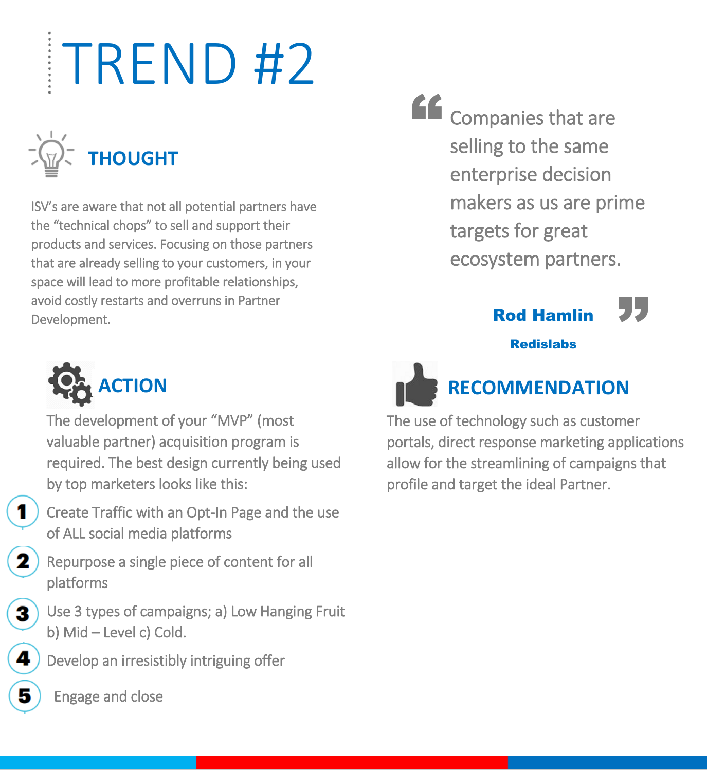# TREND #2

## THOUGHT

ISV's are aware that not all potential partners have the "technical chops" to sell and support their products and services. Focusing on those partners that are already selling to your customers, in your space will lead to more profitable relationships, avoid costly restarts and overruns in Partner Development.

> Companies that are selling to the same enterprise decision makers as us are prime targets for great ecosystem partners.
>
> **Rod Hamlin**
> **Redislabs**

## ACTION

The development of your "MVP" (most valuable partner) acquisition program is required. The best design currently being used by top marketers looks like this:

1. Create Traffic with an Opt-In Page and the use of ALL social media platforms
2. Repurpose a single piece of content for all platforms
3. Use 3 types of campaigns; a) Low Hanging Fruit b) Mid – Level c) Cold.
4. Develop an irresistibly intriguing offer
5. Engage and close

## RECOMMENDATION

The use of technology such as customer portals, direct response marketing applications allow for the streamlining of campaigns that profile and target the ideal Partner.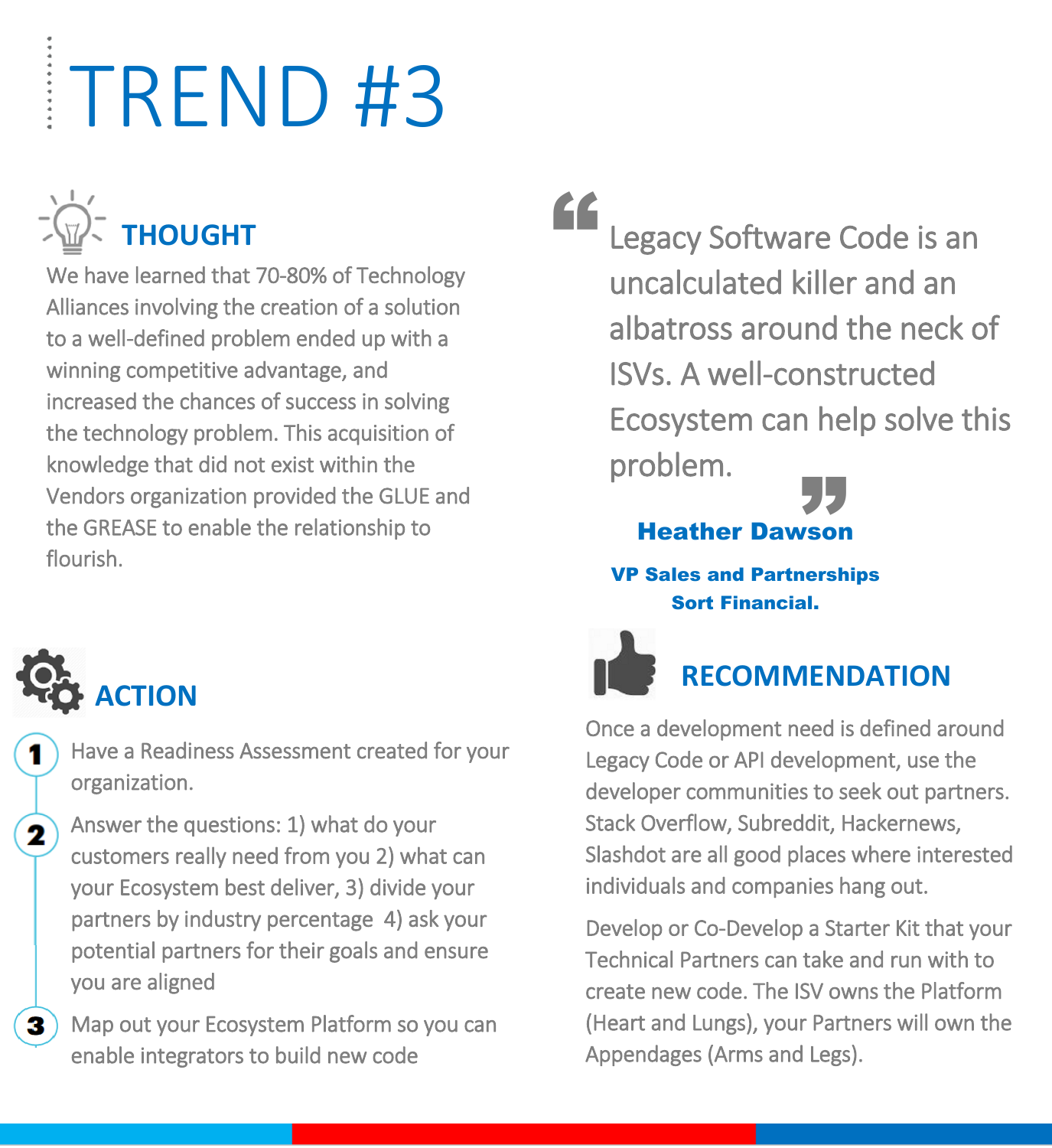# TREND #3

## THOUGHT

We have learned that 70-80% of Technology Alliances involving the creation of a solution to a well-defined problem ended up with a winning competitive advantage, and increased the chances of success in solving the technology problem. This acquisition of knowledge that did not exist within the Vendors organization provided the GLUE and the GREASE to enable the relationship to flourish.

> Legacy Software Code is an uncalculated killer and an albatross around the neck of ISVs. A well-constructed Ecosystem can help solve this problem.
>
> **Heather Dawson**
>
> **VP Sales and Partnerships**
> **Sort Financial.**

## ACTION

1. Have a Readiness Assessment created for your organization.
2. Answer the questions: 1) what do your customers really need from you 2) what can your Ecosystem best deliver, 3) divide your partners by industry percentage 4) ask your potential partners for their goals and ensure you are aligned
3. Map out your Ecosystem Platform so you can enable integrators to build new code

## RECOMMENDATION

Once a development need is defined around Legacy Code or API development, use the developer communities to seek out partners. Stack Overflow, Subreddit, Hackernews, Slashdot are all good places where interested individuals and companies hang out.

Develop or Co-Develop a Starter Kit that your Technical Partners can take and run with to create new code. The ISV owns the Platform (Heart and Lungs), your Partners will own the Appendages (Arms and Legs).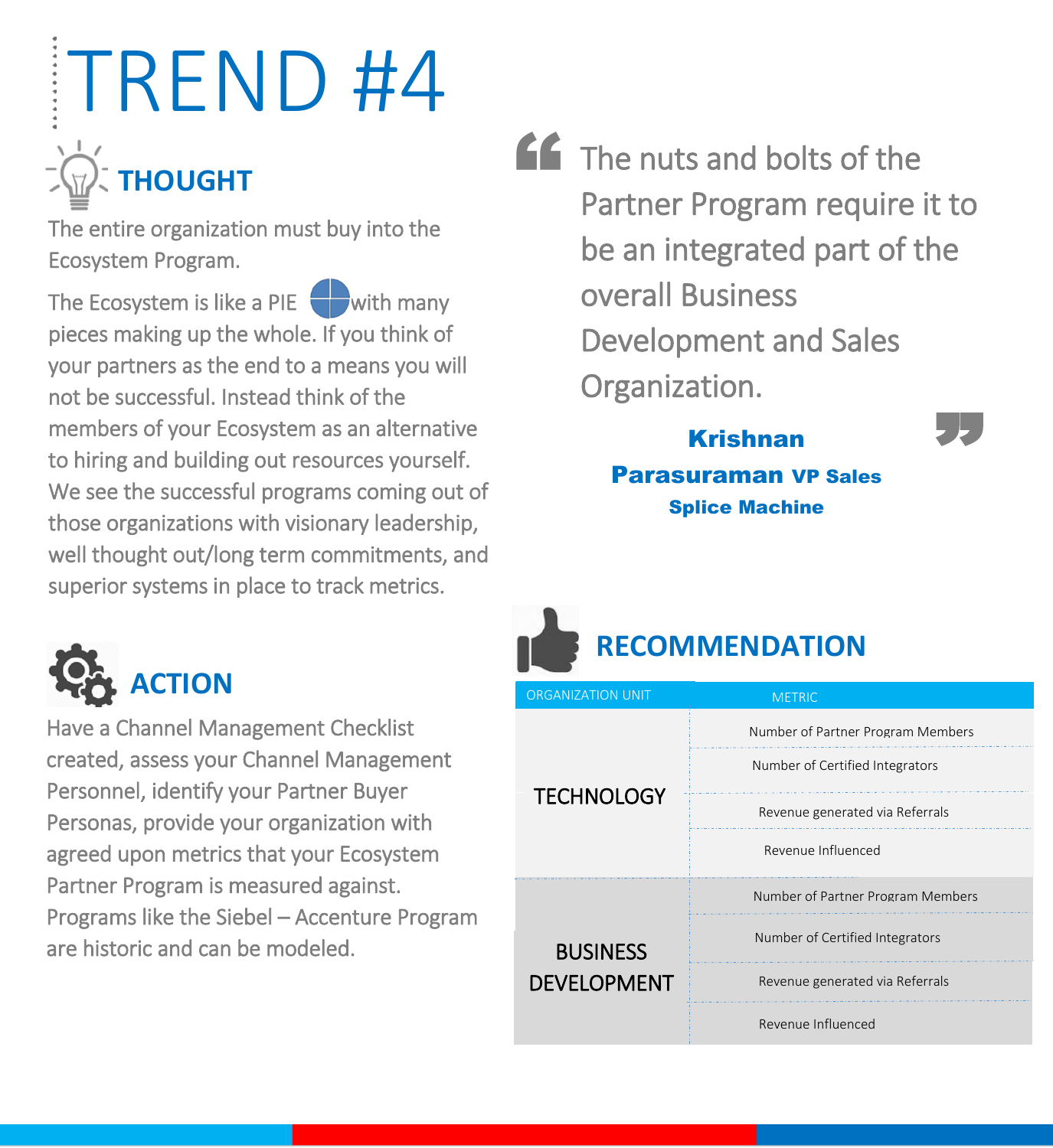# TREND #4

## THOUGHT

The entire organization must buy into the Ecosystem Program.

The Ecosystem is like a PIE with many pieces making up the whole. If you think of your partners as the end to a means you will not be successful. Instead think of the members of your Ecosystem as an alternative to hiring and building out resources yourself. We see the successful programs coming out of those organizations with visionary leadership, well thought out/long term commitments, and superior systems in place to track metrics.

> The nuts and bolts of the Partner Program require it to be an integrated part of the overall Business Development and Sales Organization.
>
> **Krishnan Parasuraman VP Sales**
> **Splice Machine**

## ACTION

Have a Channel Management Checklist created, assess your Channel Management Personnel, identify your Partner Buyer Personas, provide your organization with agreed upon metrics that your Ecosystem Partner Program is measured against. Programs like the Siebel – Accenture Program are historic and can be modeled.

## RECOMMENDATION

| ORGANIZATION UNIT | METRIC |
|---|---|
| TECHNOLOGY | Number of Partner Program Members |
| | Number of Certified Integrators |
| | Revenue generated via Referrals |
| | Revenue Influenced |
| BUSINESS DEVELOPMENT | Number of Partner Program Members |
| | Number of Certified Integrators |
| | Revenue generated via Referrals |
| | Revenue Influenced |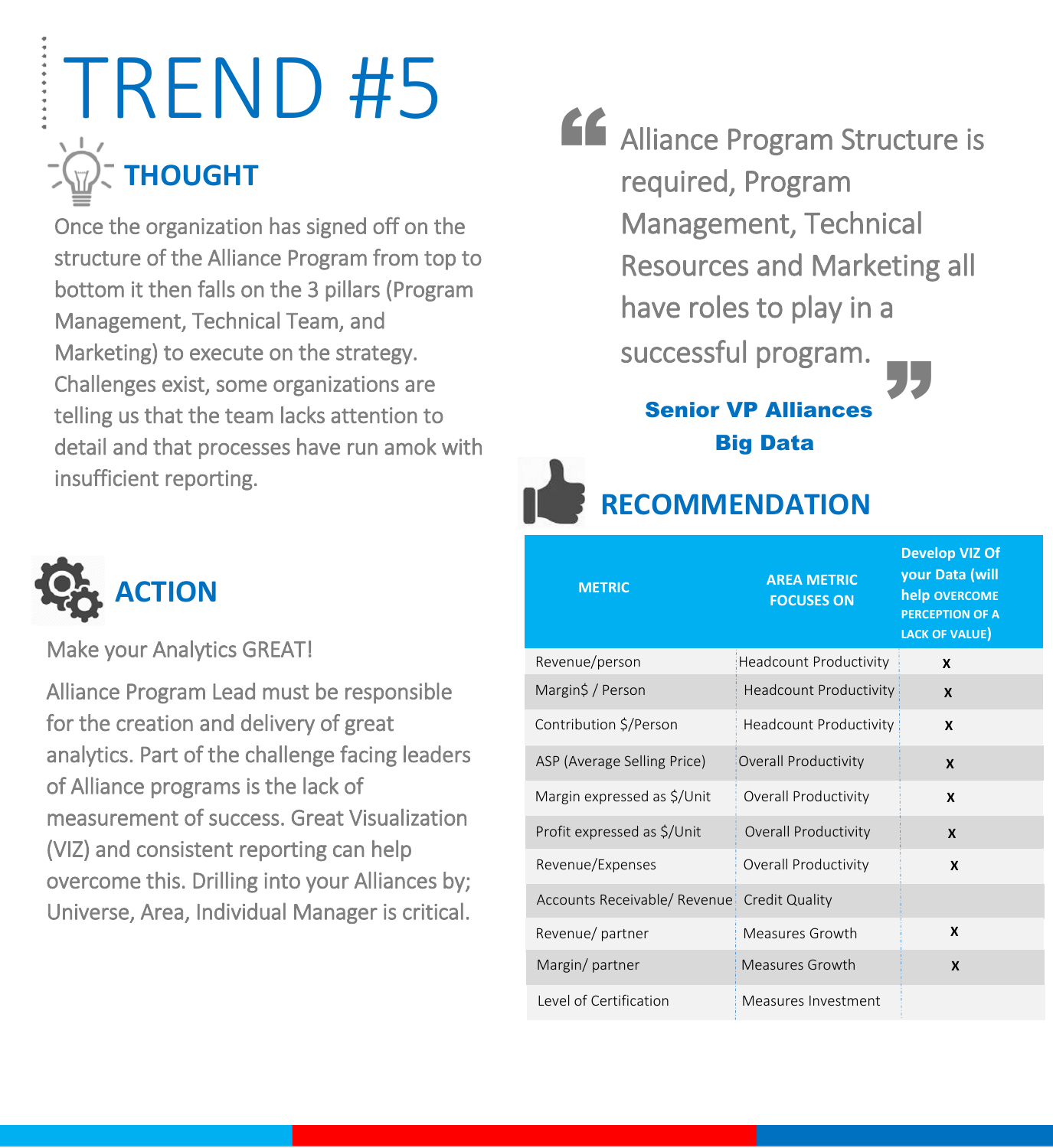# TREND #5

## THOUGHT

Once the organization has signed off on the structure of the Alliance Program from top to bottom it then falls on the 3 pillars (Program Management, Technical Team, and Marketing) to execute on the strategy. Challenges exist, some organizations are telling us that the team lacks attention to detail and that processes have run amok with insufficient reporting.

> Alliance Program Structure is required, Program Management, Technical Resources and Marketing all have roles to play in a successful program.
>
> **Senior VP Alliances**
> **Big Data**

## ACTION

Make your Analytics GREAT!

Alliance Program Lead must be responsible for the creation and delivery of great analytics. Part of the challenge facing leaders of Alliance programs is the lack of measurement of success. Great Visualization (VIZ) and consistent reporting can help overcome this. Drilling into your Alliances by; Universe, Area, Individual Manager is critical.

## RECOMMENDATION

| METRIC | AREA METRIC FOCUSES ON | Develop VIZ Of your Data (will help OVERCOME PERCEPTION OF A LACK OF VALUE) |
|---|---|---|
| Revenue/person | Headcount Productivity | x |
| Margin$ / Person | Headcount Productivity | x |
| Contribution $/Person | Headcount Productivity | x |
| ASP (Average Selling Price) | Overall Productivity | x |
| Margin expressed as $/Unit | Overall Productivity | x |
| Profit expressed as $/Unit | Overall Productivity | x |
| Revenue/Expenses | Overall Productivity | x |
| Accounts Receivable/ Revenue | Credit Quality | |
| Revenue/ partner | Measures Growth | x |
| Margin/ partner | Measures Growth | x |
| Level of Certification | Measures Investment | |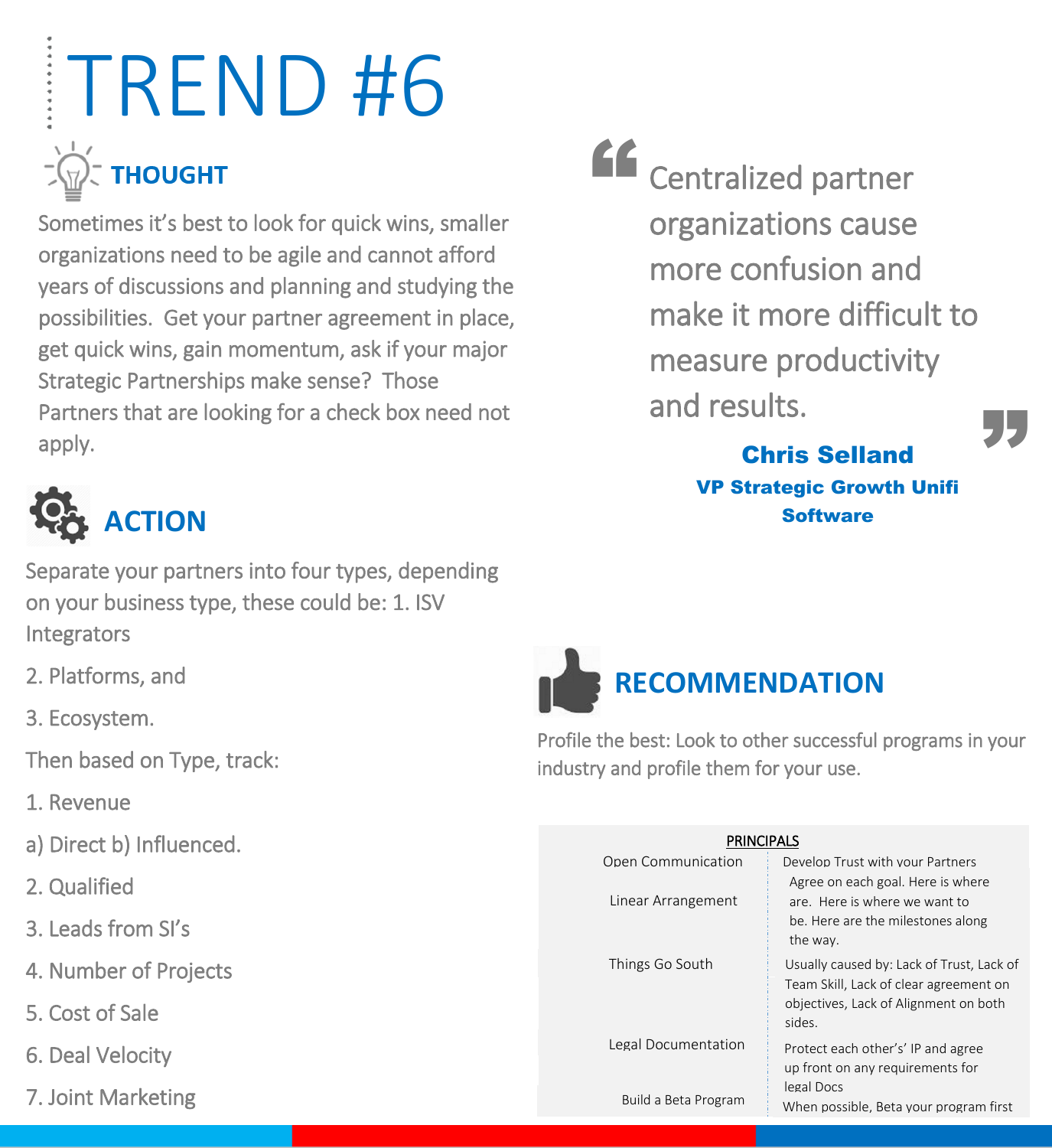# TREND #6

## THOUGHT

Sometimes it's best to look for quick wins, smaller organizations need to be agile and cannot afford years of discussions and planning and studying the possibilities. Get your partner agreement in place, get quick wins, gain momentum, ask if your major Strategic Partnerships make sense? Those Partners that are looking for a check box need not apply.

## ACTION

Separate your partners into four types, depending on your business type, these could be: 1. ISV Integrators

2. Platforms, and

3. Ecosystem.

Then based on Type, track:

1. Revenue

a) Direct b) Influenced.

2. Qualified

3. Leads from SI's

4. Number of Projects

5. Cost of Sale

6. Deal Velocity

7. Joint Marketing

> Centralized partner organizations cause more confusion and make it more difficult to measure productivity and results.

**Chris Selland**
**VP Strategic Growth Unifi Software**

## RECOMMENDATION

Profile the best: Look to other successful programs in your industry and profile them for your use.

| PRINCIPALS | |
|---|---|
| Open Communication | Develop Trust with your Partners |
| Linear Arrangement | Agree on each goal. Here is where are. Here is where we want to be. Here are the milestones along the way. |
| Things Go South | Usually caused by: Lack of Trust, Lack of Team Skill, Lack of clear agreement on objectives, Lack of Alignment on both sides. |
| Legal Documentation | Protect each other's' IP and agree up front on any requirements for legal Docs |
| Build a Beta Program | When possible, Beta your program first |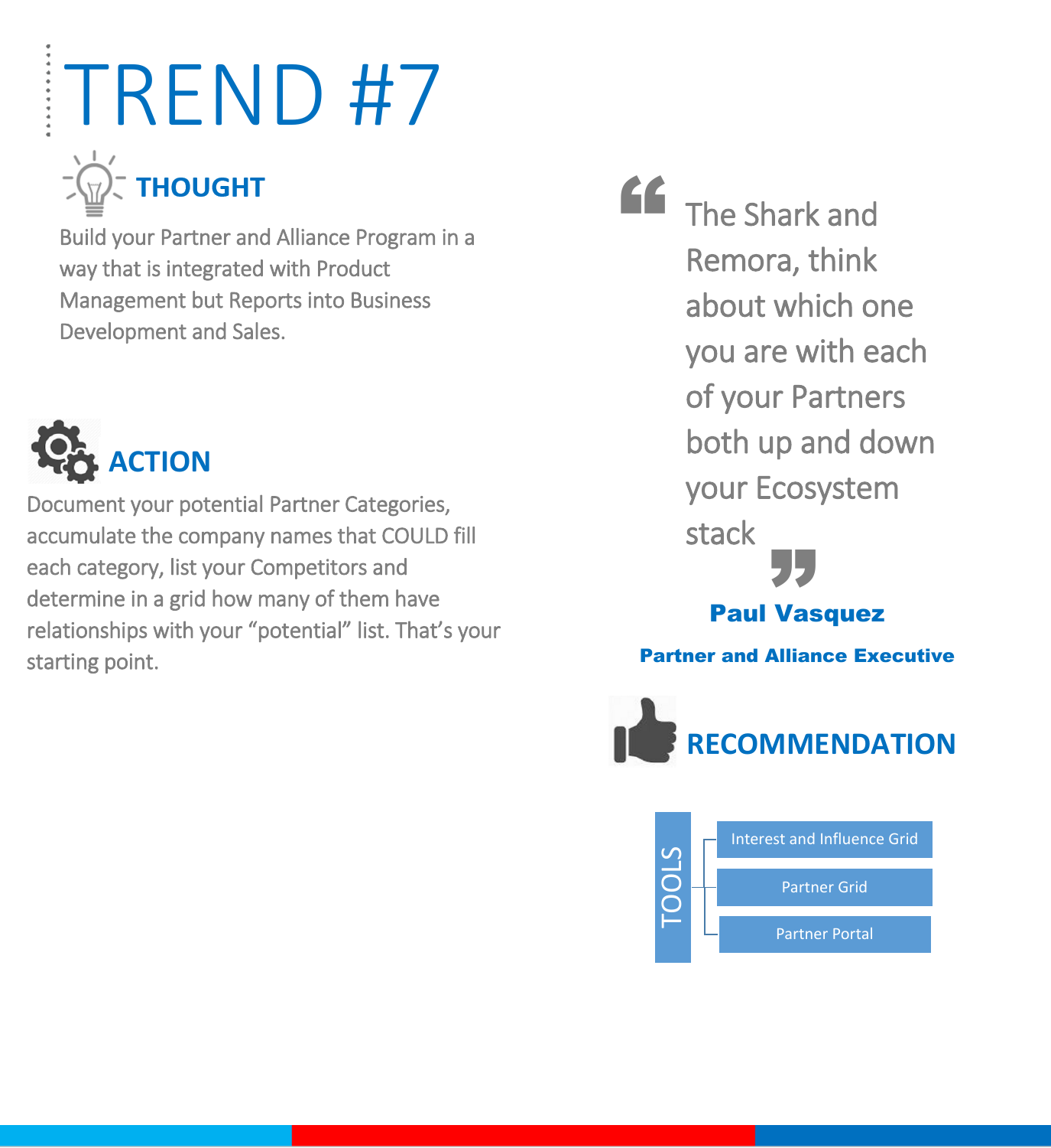# TREND #7

### THOUGHT

Build your Partner and Alliance Program in a way that is integrated with Product Management but Reports into Business Development and Sales.

### ACTION

Document your potential Partner Categories, accumulate the company names that COULD fill each category, list your Competitors and determine in a grid how many of them have relationships with your "potential" list. That's your starting point.

> The Shark and Remora, think about which one you are with each of your Partners both up and down your Ecosystem stack

**Paul Vasquez**

**Partner and Alliance Executive**

### RECOMMENDATION

**TOOLS**

- Interest and Influence Grid
- Partner Grid
- Partner Portal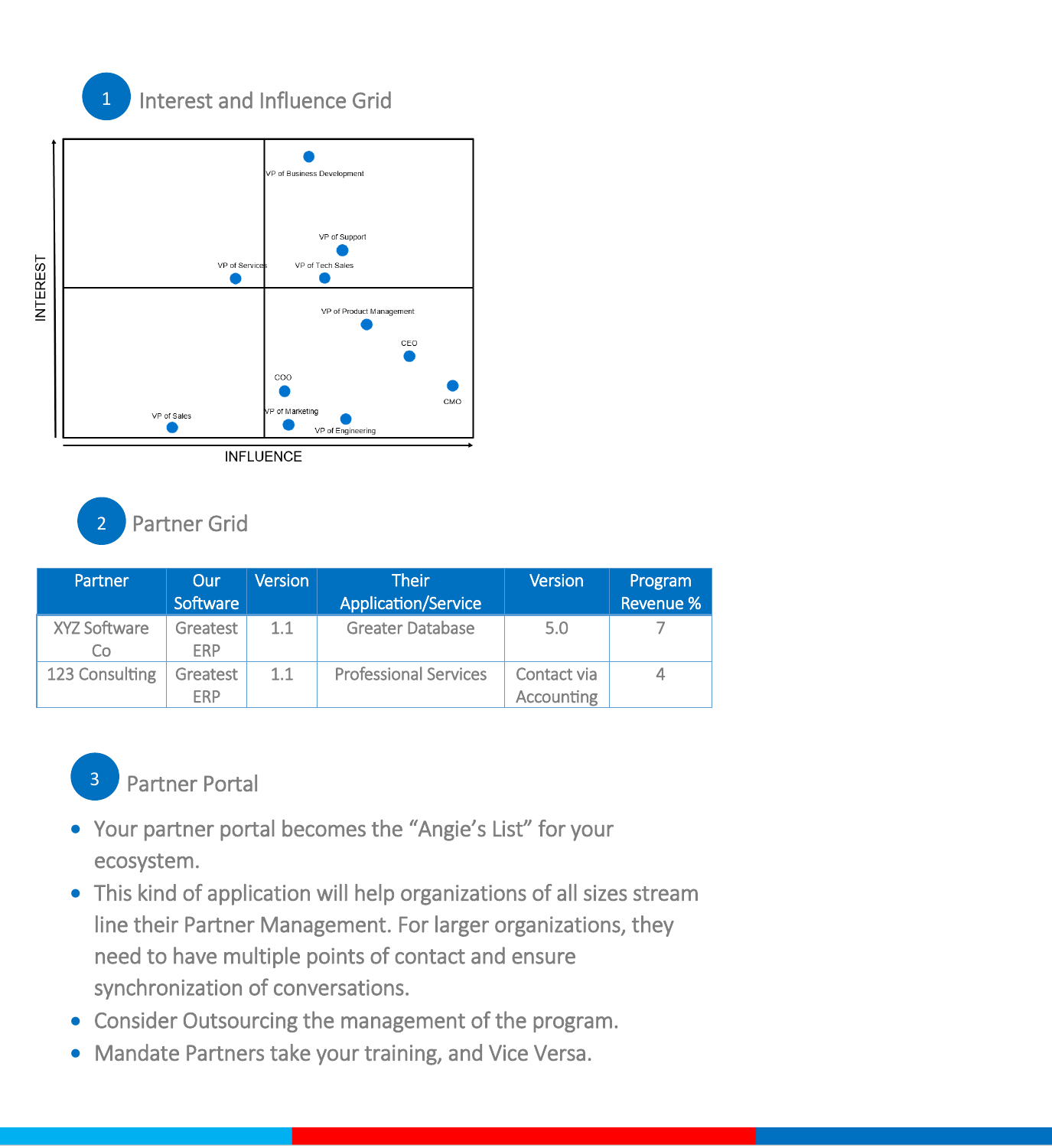## 1 Interest and Influence Grid

INTEREST

VP of Business Development

VP of Support

VP of Services

VP of Tech Sales

VP of Product Management

CEO

COO

CMO

VP of Sales

VP of Marketing

VP of Engineering

INFLUENCE

## 2 Partner Grid

| Partner | Our Software | Version | Their Application/Service | Version | Program Revenue % |
|---|---|---|---|---|---|
| XYZ Software Co | Greatest ERP | 1.1 | Greater Database | 5.0 | 7 |
| 123 Consulting | Greatest ERP | 1.1 | Professional Services | Contact via Accounting | 4 |

## 3 Partner Portal

- Your partner portal becomes the “Angie’s List” for your ecosystem.
- This kind of application will help organizations of all sizes stream line their Partner Management. For larger organizations, they need to have multiple points of contact and ensure synchronization of conversations.
- Consider Outsourcing the management of the program.
- Mandate Partners take your training, and Vice Versa.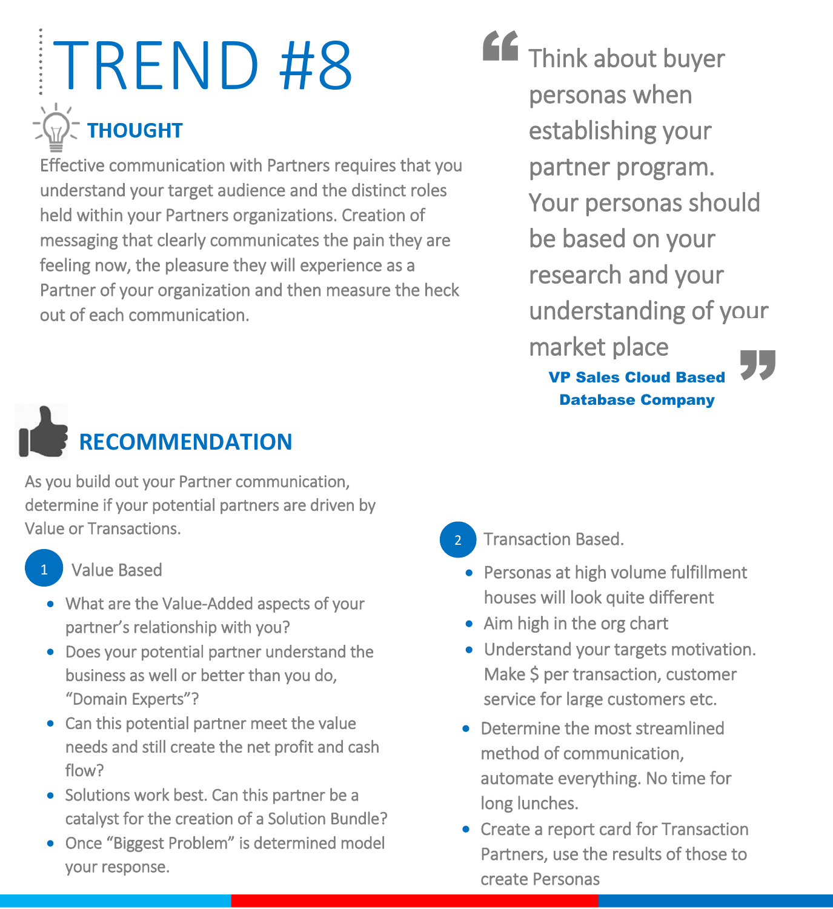# TREND #8

## THOUGHT

Effective communication with Partners requires that you understand your target audience and the distinct roles held within your Partners organizations. Creation of messaging that clearly communicates the pain they are feeling now, the pleasure they will experience as a Partner of your organization and then measure the heck out of each communication.

> "Think about buyer personas when establishing your partner program. Your personas should be based on your research and your understanding of your market place"
>
> **VP Sales Cloud Based Database Company**

## RECOMMENDATION

As you build out your Partner communication, determine if your potential partners are driven by Value or Transactions.

### 1 Value Based

- What are the Value-Added aspects of your partner's relationship with you?
- Does your potential partner understand the business as well or better than you do, "Domain Experts"?
- Can this potential partner meet the value needs and still create the net profit and cash flow?
- Solutions work best. Can this partner be a catalyst for the creation of a Solution Bundle?
- Once "Biggest Problem" is determined model your response.

### 2 Transaction Based.

- Personas at high volume fulfillment houses will look quite different
- Aim high in the org chart
- Understand your targets motivation. Make $ per transaction, customer service for large customers etc.
- Determine the most streamlined method of communication, automate everything. No time for long lunches.
- Create a report card for Transaction Partners, use the results of those to create Personas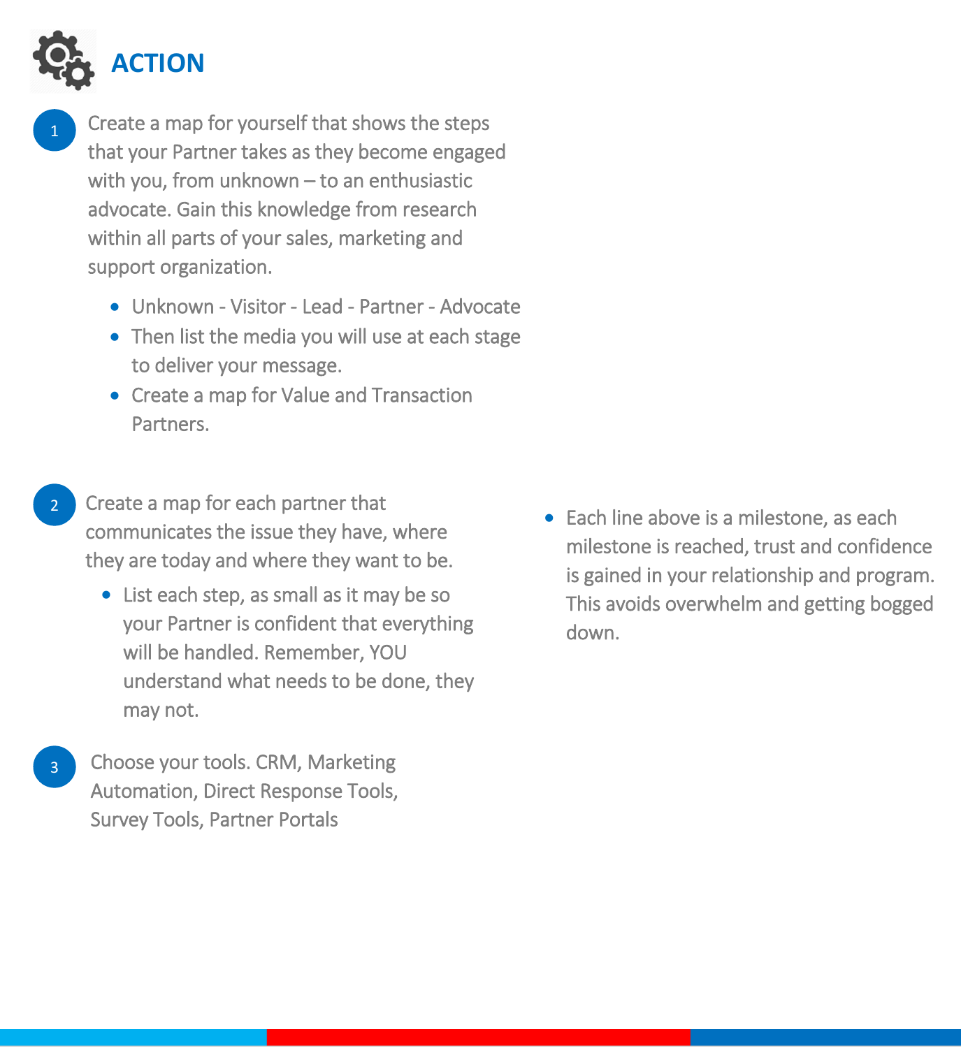# ACTION

1. Create a map for yourself that shows the steps that your Partner takes as they become engaged with you, from unknown – to an enthusiastic advocate. Gain this knowledge from research within all parts of your sales, marketing and support organization.
   - Unknown - Visitor - Lead - Partner - Advocate
   - Then list the media you will use at each stage to deliver your message.
   - Create a map for Value and Transaction Partners.

2. Create a map for each partner that communicates the issue they have, where they are today and where they want to be.
   - List each step, as small as it may be so your Partner is confident that everything will be handled. Remember, YOU understand what needs to be done, they may not.
   - Each line above is a milestone, as each milestone is reached, trust and confidence is gained in your relationship and program. This avoids overwhelm and getting bogged down.

3. Choose your tools. CRM, Marketing Automation, Direct Response Tools, Survey Tools, Partner Portals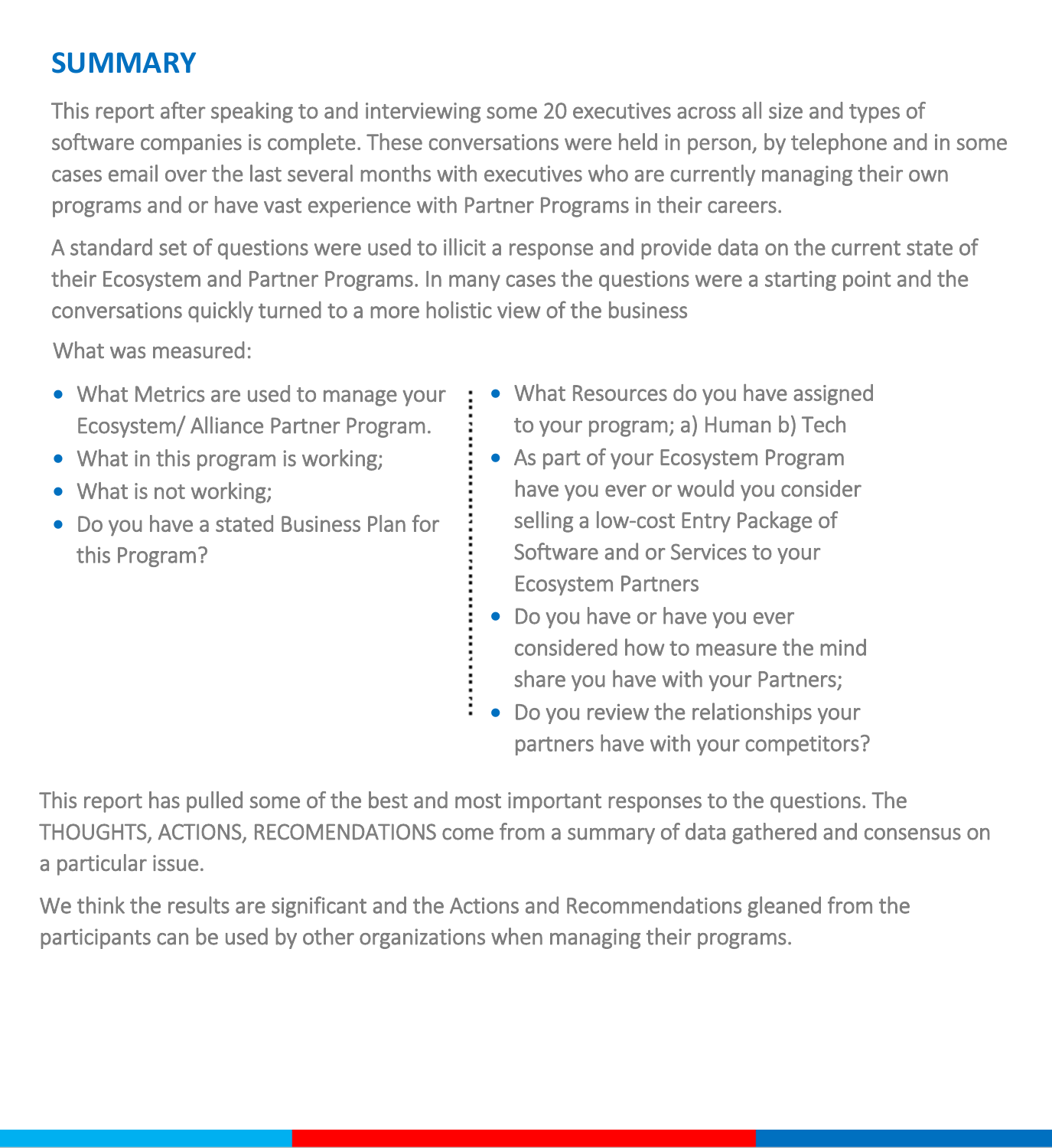## SUMMARY

This report after speaking to and interviewing some 20 executives across all size and types of software companies is complete. These conversations were held in person, by telephone and in some cases email over the last several months with executives who are currently managing their own programs and or have vast experience with Partner Programs in their careers.

A standard set of questions were used to illicit a response and provide data on the current state of their Ecosystem and Partner Programs. In many cases the questions were a starting point and the conversations quickly turned to a more holistic view of the business

What was measured:

- What Metrics are used to manage your Ecosystem/ Alliance Partner Program.
- What in this program is working;
- What is not working;
- Do you have a stated Business Plan for this Program?
- What Resources do you have assigned to your program; a) Human b) Tech
- As part of your Ecosystem Program have you ever or would you consider selling a low-cost Entry Package of Software and or Services to your Ecosystem Partners
- Do you have or have you ever considered how to measure the mind share you have with your Partners;
- Do you review the relationships your partners have with your competitors?

This report has pulled some of the best and most important responses to the questions. The THOUGHTS, ACTIONS, RECOMENDATIONS come from a summary of data gathered and consensus on a particular issue.

We think the results are significant and the Actions and Recommendations gleaned from the participants can be used by other organizations when managing their programs.